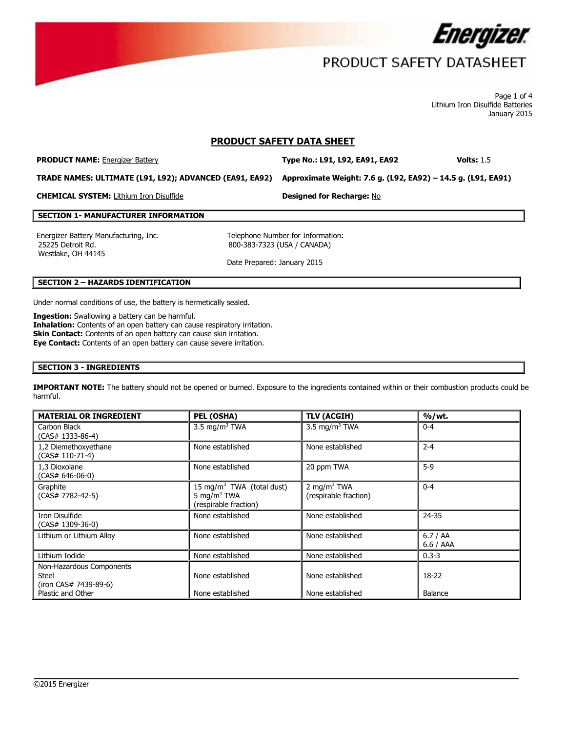# Energizer PRODUCT SAFETY DATASHEET

Lithium Iron Disulfide Batteries
January 2015

## PRODUCT SAFETY DATA SHEET

**PRODUCT NAME:** Energizer Battery **Type No.: L91, L92, EA91, EA92** **Volts:** 1.5

**TRADE NAMES: ULTIMATE (L91, L92); ADVANCED (EA91, EA92)** **Approximate Weight: 7.6 g. (L92, EA92) – 14.5 g. (L91, EA91)**

**CHEMICAL SYSTEM:** Lithium Iron Disulfide **Designed for Recharge:** No

### SECTION 1- MANUFACTURER INFORMATION

Energizer Battery Manufacturing, Inc.
25225 Detroit Rd.
Westlake, OH 44145

Telephone Number for Information:
800-383-7323 (USA / CANADA)

Date Prepared: January 2015

### SECTION 2 – HAZARDS IDENTIFICATION

Under normal conditions of use, the battery is hermetically sealed.

**Ingestion:** Swallowing a battery can be harmful.
**Inhalation:** Contents of an open battery can cause respiratory irritation.
**Skin Contact:** Contents of an open battery can cause skin irritation.
**Eye Contact:** Contents of an open battery can cause severe irritation.

### SECTION 3 - INGREDIENTS

**IMPORTANT NOTE:** The battery should not be opened or burned. Exposure to the ingredients contained within or their combustion products could be harmful.

| MATERIAL OR INGREDIENT | PEL (OSHA) | TLV (ACGIH) | %/wt. |
|---|---|---|---|
| Carbon Black (CAS# 1333-86-4) | 3.5 mg/m$^3$ TWA | 3.5 mg/m$^3$ TWA | 0-4 |
| 1,2 Diemethoxyethane (CAS# 110-71-4) | None established | None established | 2-4 |
| 1,3 Dioxolane (CAS# 646-06-0) | None established | 20 ppm TWA | 5-9 |
| Graphite (CAS# 7782-42-5) | 15 mg/m$^3$ TWA (total dust) 5 mg/m$^3$ TWA (respirable fraction) | 2 mg/m$^3$ TWA (respirable fraction) | 0-4 |
| Iron Disulfide (CAS# 1309-36-0) | None established | None established | 24-35 |
| Lithium or Lithium Alloy | None established | None established | 6.7 / AA 6.6 / AAA |
| Lithium Iodide | None established | None established | 0.3-3 |
| Non-Hazardous Components Steel (iron CAS# 7439-89-6) | None established | None established | 18-22 |
| Plastic and Other | None established | None established | Balance |

©2015 Energizer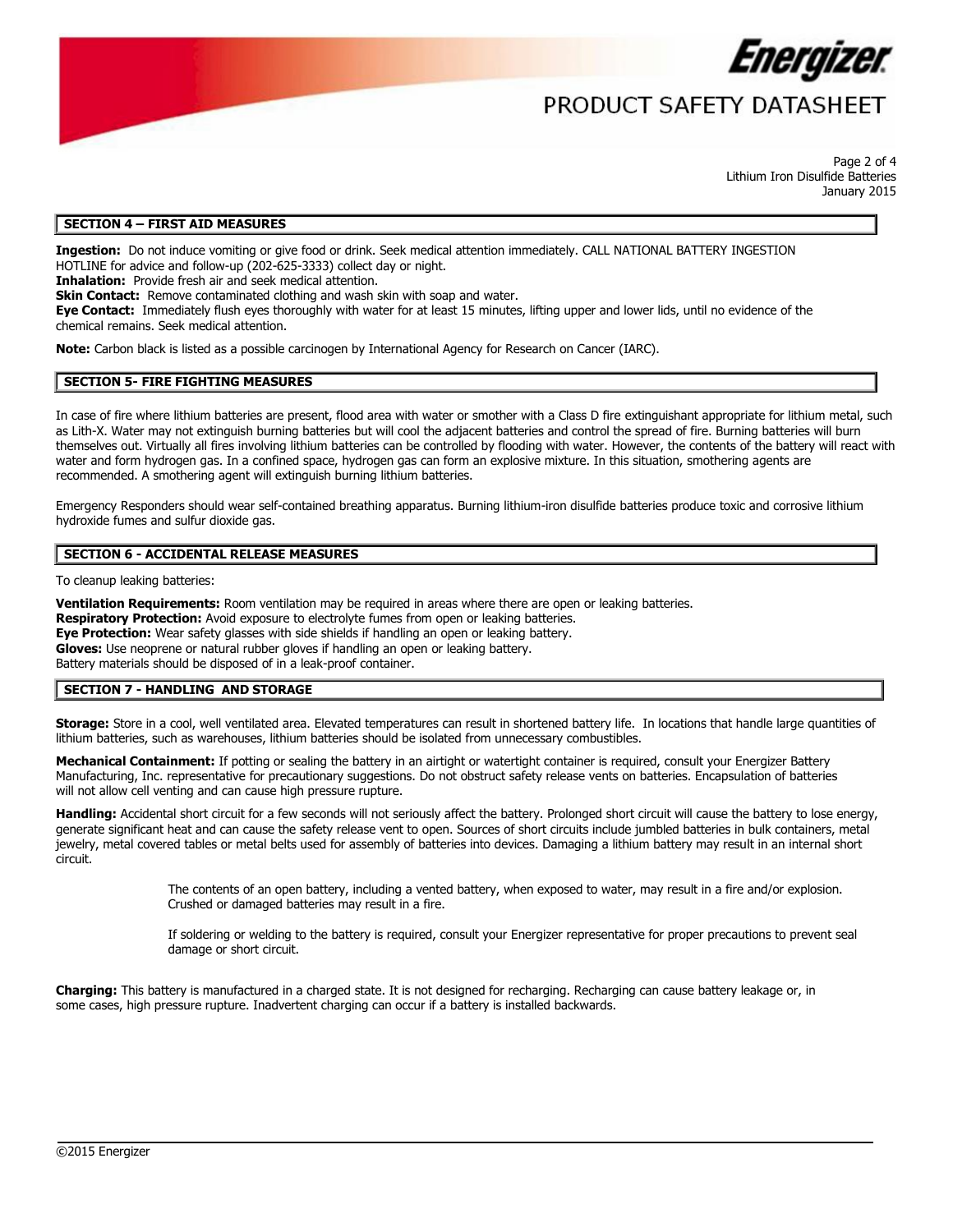## SECTION 4 – FIRST AID MEASURES

**Ingestion:** Do not induce vomiting or give food or drink. Seek medical attention immediately. CALL NATIONAL BATTERY INGESTION HOTLINE for advice and follow-up (202-625-3333) collect day or night.

**Inhalation:** Provide fresh air and seek medical attention.

**Skin Contact:** Remove contaminated clothing and wash skin with soap and water.

**Eye Contact:** Immediately flush eyes thoroughly with water for at least 15 minutes, lifting upper and lower lids, until no evidence of the chemical remains. Seek medical attention.

**Note:** Carbon black is listed as a possible carcinogen by International Agency for Research on Cancer (IARC).

## SECTION 5- FIRE FIGHTING MEASURES

In case of fire where lithium batteries are present, flood area with water or smother with a Class D fire extinguishant appropriate for lithium metal, such as Lith-X. Water may not extinguish burning batteries but will cool the adjacent batteries and control the spread of fire. Burning batteries will burn themselves out. Virtually all fires involving lithium batteries can be controlled by flooding with water. However, the contents of the battery will react with water and form hydrogen gas. In a confined space, hydrogen gas can form an explosive mixture. In this situation, smothering agents are recommended. A smothering agent will extinguish burning lithium batteries.

Emergency Responders should wear self-contained breathing apparatus. Burning lithium-iron disulfide batteries produce toxic and corrosive lithium hydroxide fumes and sulfur dioxide gas.

## SECTION 6 - ACCIDENTAL RELEASE MEASURES

To cleanup leaking batteries:

**Ventilation Requirements:** Room ventilation may be required in areas where there are open or leaking batteries.
**Respiratory Protection:** Avoid exposure to electrolyte fumes from open or leaking batteries.
**Eye Protection:** Wear safety glasses with side shields if handling an open or leaking battery.
**Gloves:** Use neoprene or natural rubber gloves if handling an open or leaking battery.
Battery materials should be disposed of in a leak-proof container.

## SECTION 7 - HANDLING AND STORAGE

**Storage:** Store in a cool, well ventilated area. Elevated temperatures can result in shortened battery life. In locations that handle large quantities of lithium batteries, such as warehouses, lithium batteries should be isolated from unnecessary combustibles.

**Mechanical Containment:** If potting or sealing the battery in an airtight or watertight container is required, consult your Energizer Battery Manufacturing, Inc. representative for precautionary suggestions. Do not obstruct safety release vents on batteries. Encapsulation of batteries will not allow cell venting and can cause high pressure rupture.

**Handling:** Accidental short circuit for a few seconds will not seriously affect the battery. Prolonged short circuit will cause the battery to lose energy, generate significant heat and can cause the safety release vent to open. Sources of short circuits include jumbled batteries in bulk containers, metal jewelry, metal covered tables or metal belts used for assembly of batteries into devices. Damaging a lithium battery may result in an internal short circuit.

The contents of an open battery, including a vented battery, when exposed to water, may result in a fire and/or explosion. Crushed or damaged batteries may result in a fire.

If soldering or welding to the battery is required, consult your Energizer representative for proper precautions to prevent seal damage or short circuit.

**Charging:** This battery is manufactured in a charged state. It is not designed for recharging. Recharging can cause battery leakage or, in some cases, high pressure rupture. Inadvertent charging can occur if a battery is installed backwards.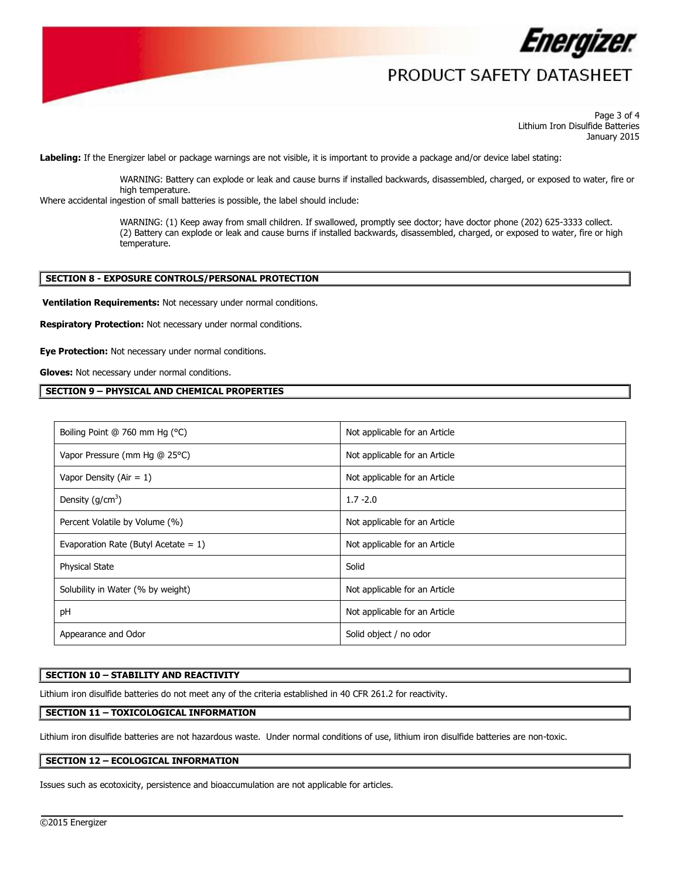**Labeling:** If the Energizer label or package warnings are not visible, it is important to provide a package and/or device label stating:

> WARNING: Battery can explode or leak and cause burns if installed backwards, disassembled, charged, or exposed to water, fire or high temperature.

Where accidental ingestion of small batteries is possible, the label should include:

> WARNING: (1) Keep away from small children. If swallowed, promptly see doctor; have doctor phone (202) 625-3333 collect.
> (2) Battery can explode or leak and cause burns if installed backwards, disassembled, charged, or exposed to water, fire or high temperature.

## SECTION 8 - EXPOSURE CONTROLS/PERSONAL PROTECTION

**Ventilation Requirements:** Not necessary under normal conditions.

**Respiratory Protection:** Not necessary under normal conditions.

**Eye Protection:** Not necessary under normal conditions.

**Gloves:** Not necessary under normal conditions.

## SECTION 9 – PHYSICAL AND CHEMICAL PROPERTIES

| Property | Value |
|---|---|
| Boiling Point @ 760 mm Hg (°C) | Not applicable for an Article |
| Vapor Pressure (mm Hg @ 25°C) | Not applicable for an Article |
| Vapor Density (Air = 1) | Not applicable for an Article |
| Density (g/cm$^3$) | 1.7 -2.0 |
| Percent Volatile by Volume (%) | Not applicable for an Article |
| Evaporation Rate (Butyl Acetate = 1) | Not applicable for an Article |
| Physical State | Solid |
| Solubility in Water (% by weight) | Not applicable for an Article |
| pH | Not applicable for an Article |
| Appearance and Odor | Solid object / no odor |

## SECTION 10 – STABILITY AND REACTIVITY

Lithium iron disulfide batteries do not meet any of the criteria established in 40 CFR 261.2 for reactivity.

## SECTION 11 – TOXICOLOGICAL INFORMATION

Lithium iron disulfide batteries are not hazardous waste. Under normal conditions of use, lithium iron disulfide batteries are non-toxic.

## SECTION 12 – ECOLOGICAL INFORMATION

Issues such as ecotoxicity, persistence and bioaccumulation are not applicable for articles.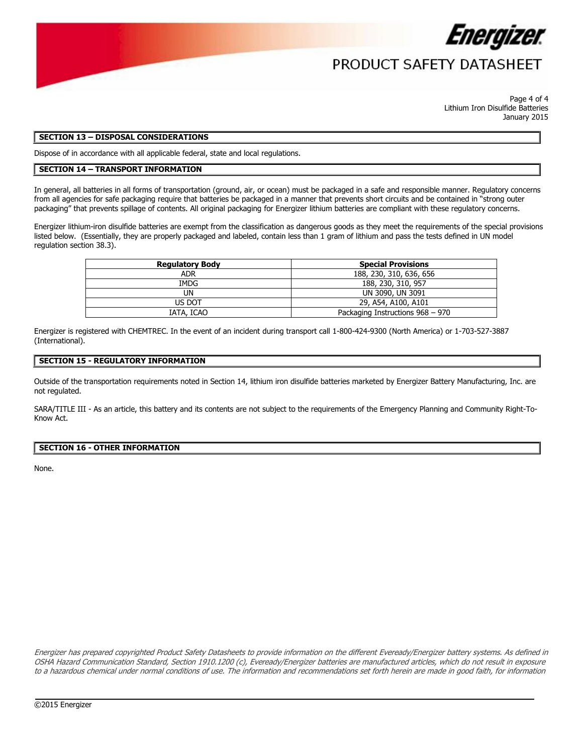## SECTION 13 – DISPOSAL CONSIDERATIONS

Dispose of in accordance with all applicable federal, state and local regulations.

## SECTION 14 – TRANSPORT INFORMATION

In general, all batteries in all forms of transportation (ground, air, or ocean) must be packaged in a safe and responsible manner. Regulatory concerns from all agencies for safe packaging require that batteries be packaged in a manner that prevents short circuits and be contained in "strong outer packaging" that prevents spillage of contents. All original packaging for Energizer lithium batteries are compliant with these regulatory concerns.

Energizer lithium-iron disulfide batteries are exempt from the classification as dangerous goods as they meet the requirements of the special provisions listed below. (Essentially, they are properly packaged and labeled, contain less than 1 gram of lithium and pass the tests defined in UN model regulation section 38.3).

| Regulatory Body | Special Provisions |
|---|---|
| ADR | 188, 230, 310, 636, 656 |
| IMDG | 188, 230, 310, 957 |
| UN | UN 3090, UN 3091 |
| US DOT | 29, A54, A100, A101 |
| IATA, ICAO | Packaging Instructions 968 – 970 |

Energizer is registered with CHEMTREC. In the event of an incident during transport call 1-800-424-9300 (North America) or 1-703-527-3887 (International).

## SECTION 15 - REGULATORY INFORMATION

Outside of the transportation requirements noted in Section 14, lithium iron disulfide batteries marketed by Energizer Battery Manufacturing, Inc. are not regulated.

SARA/TITLE III - As an article, this battery and its contents are not subject to the requirements of the Emergency Planning and Community Right-To-Know Act.

## SECTION 16 - OTHER INFORMATION

None.

*Energizer has prepared copyrighted Product Safety Datasheets to provide information on the different Eveready/Energizer battery systems. As defined in OSHA Hazard Communication Standard, Section 1910.1200 (c), Eveready/Energizer batteries are manufactured articles, which do not result in exposure to a hazardous chemical under normal conditions of use. The information and recommendations set forth herein are made in good faith, for information*

©2015 Energizer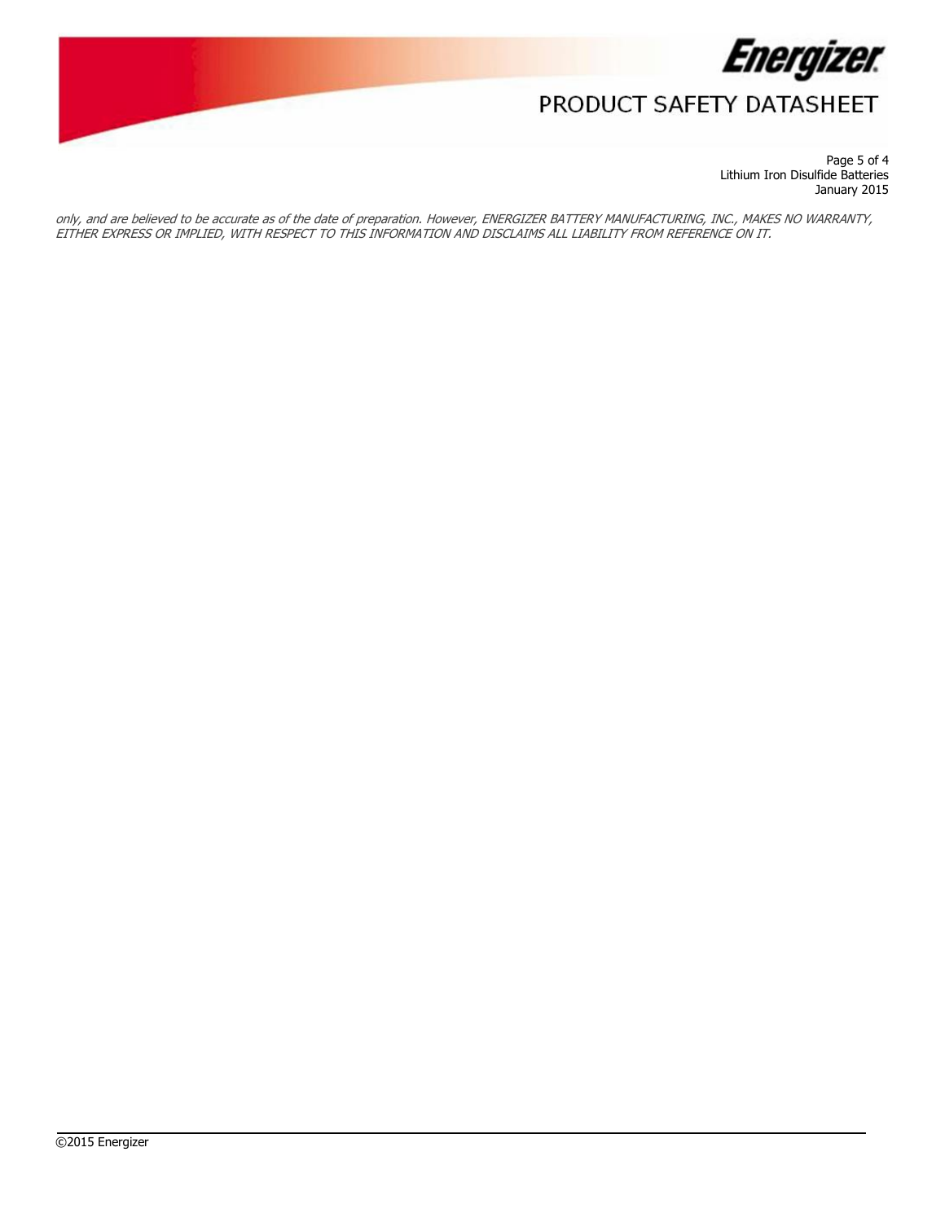*only, and are believed to be accurate as of the date of preparation. However, ENERGIZER BATTERY MANUFACTURING, INC., MAKES NO WARRANTY, EITHER EXPRESS OR IMPLIED, WITH RESPECT TO THIS INFORMATION AND DISCLAIMS ALL LIABILITY FROM REFERENCE ON IT.*